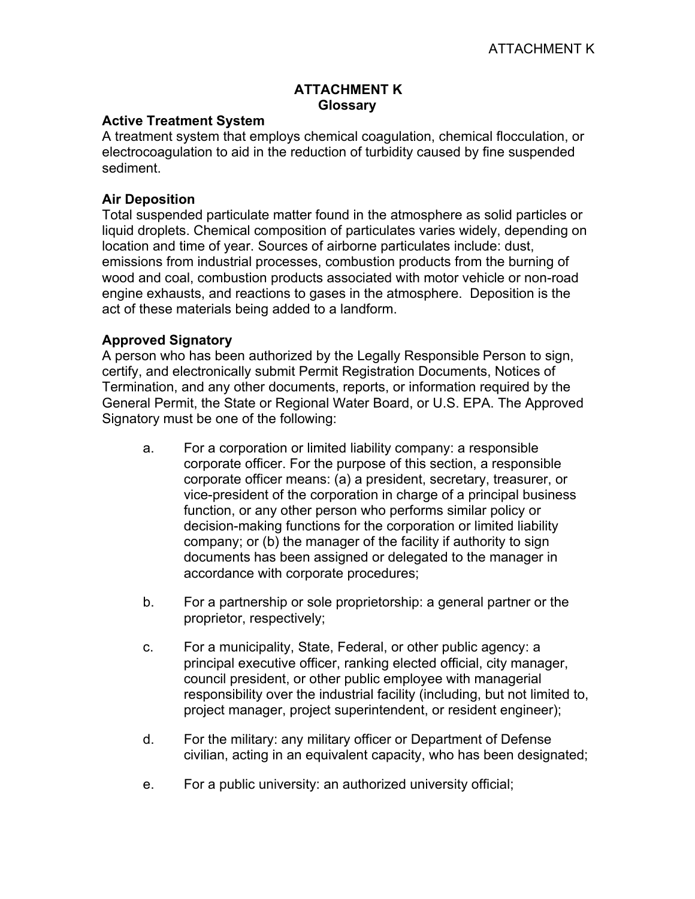# ATTACHMENT K
## Glossary

### Active Treatment System

A treatment system that employs chemical coagulation, chemical flocculation, or electrocoagulation to aid in the reduction of turbidity caused by fine suspended sediment.

### Air Deposition

Total suspended particulate matter found in the atmosphere as solid particles or liquid droplets. Chemical composition of particulates varies widely, depending on location and time of year. Sources of airborne particulates include: dust, emissions from industrial processes, combustion products from the burning of wood and coal, combustion products associated with motor vehicle or non-road engine exhausts, and reactions to gases in the atmosphere. Deposition is the act of these materials being added to a landform.

### Approved Signatory

A person who has been authorized by the Legally Responsible Person to sign, certify, and electronically submit Permit Registration Documents, Notices of Termination, and any other documents, reports, or information required by the General Permit, the State or Regional Water Board, or U.S. EPA. The Approved Signatory must be one of the following:

a. For a corporation or limited liability company: a responsible corporate officer. For the purpose of this section, a responsible corporate officer means: (a) a president, secretary, treasurer, or vice-president of the corporation in charge of a principal business function, or any other person who performs similar policy or decision-making functions for the corporation or limited liability company; or (b) the manager of the facility if authority to sign documents has been assigned or delegated to the manager in accordance with corporate procedures;

b. For a partnership or sole proprietorship: a general partner or the proprietor, respectively;

c. For a municipality, State, Federal, or other public agency: a principal executive officer, ranking elected official, city manager, council president, or other public employee with managerial responsibility over the industrial facility (including, but not limited to, project manager, project superintendent, or resident engineer);

d. For the military: any military officer or Department of Defense civilian, acting in an equivalent capacity, who has been designated;

e. For a public university: an authorized university official;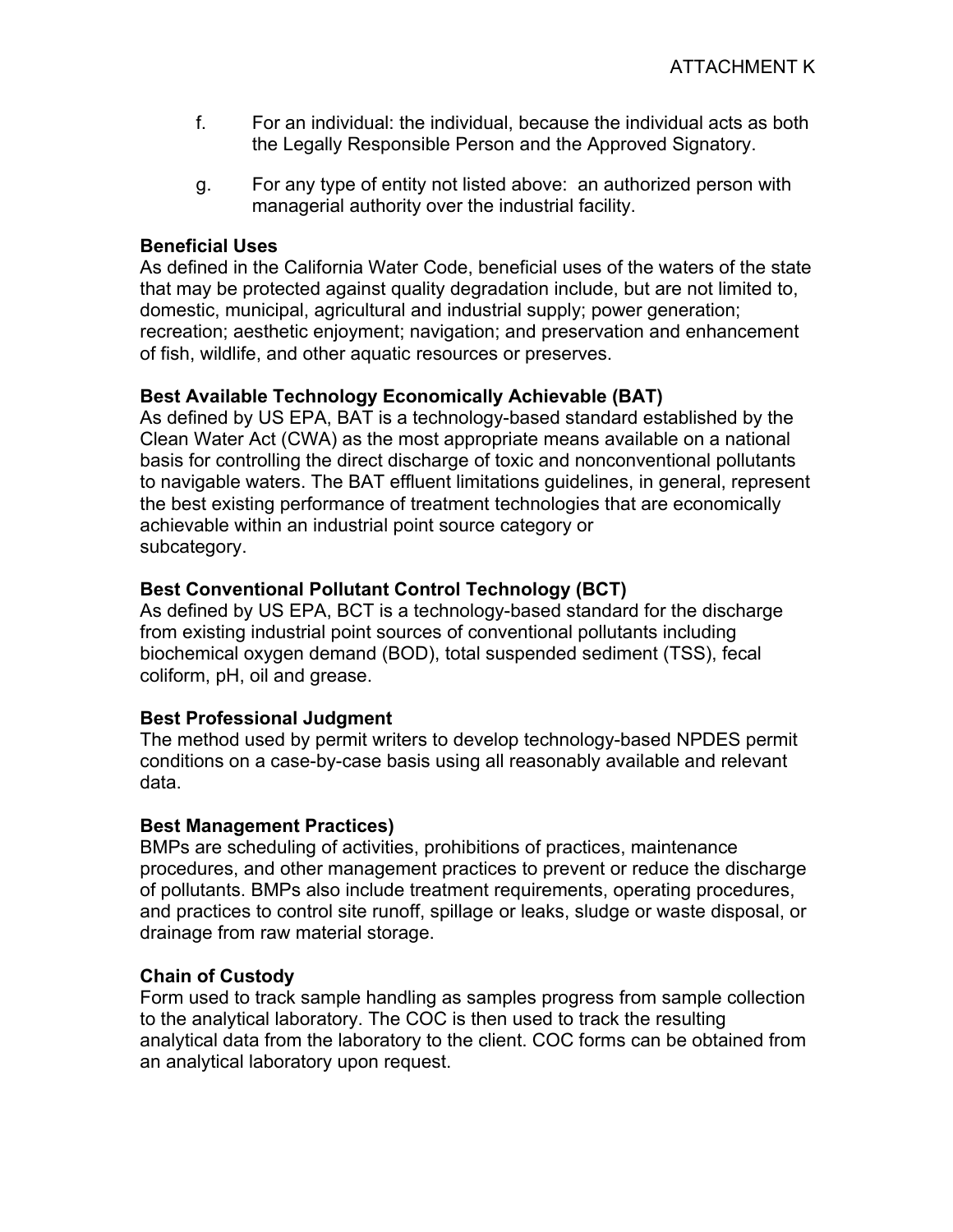f. For an individual: the individual, because the individual acts as both the Legally Responsible Person and the Approved Signatory.

g. For any type of entity not listed above: an authorized person with managerial authority over the industrial facility.

**Beneficial Uses**
As defined in the California Water Code, beneficial uses of the waters of the state that may be protected against quality degradation include, but are not limited to, domestic, municipal, agricultural and industrial supply; power generation; recreation; aesthetic enjoyment; navigation; and preservation and enhancement of fish, wildlife, and other aquatic resources or preserves.

**Best Available Technology Economically Achievable (BAT)**
As defined by US EPA, BAT is a technology-based standard established by the Clean Water Act (CWA) as the most appropriate means available on a national basis for controlling the direct discharge of toxic and nonconventional pollutants to navigable waters. The BAT effluent limitations guidelines, in general, represent the best existing performance of treatment technologies that are economically achievable within an industrial point source category or subcategory.

**Best Conventional Pollutant Control Technology (BCT)**
As defined by US EPA, BCT is a technology-based standard for the discharge from existing industrial point sources of conventional pollutants including biochemical oxygen demand (BOD), total suspended sediment (TSS), fecal coliform, pH, oil and grease.

**Best Professional Judgment**
The method used by permit writers to develop technology-based NPDES permit conditions on a case-by-case basis using all reasonably available and relevant data.

**Best Management Practices)**
BMPs are scheduling of activities, prohibitions of practices, maintenance procedures, and other management practices to prevent or reduce the discharge of pollutants. BMPs also include treatment requirements, operating procedures, and practices to control site runoff, spillage or leaks, sludge or waste disposal, or drainage from raw material storage.

**Chain of Custody**
Form used to track sample handling as samples progress from sample collection to the analytical laboratory. The COC is then used to track the resulting analytical data from the laboratory to the client. COC forms can be obtained from an analytical laboratory upon request.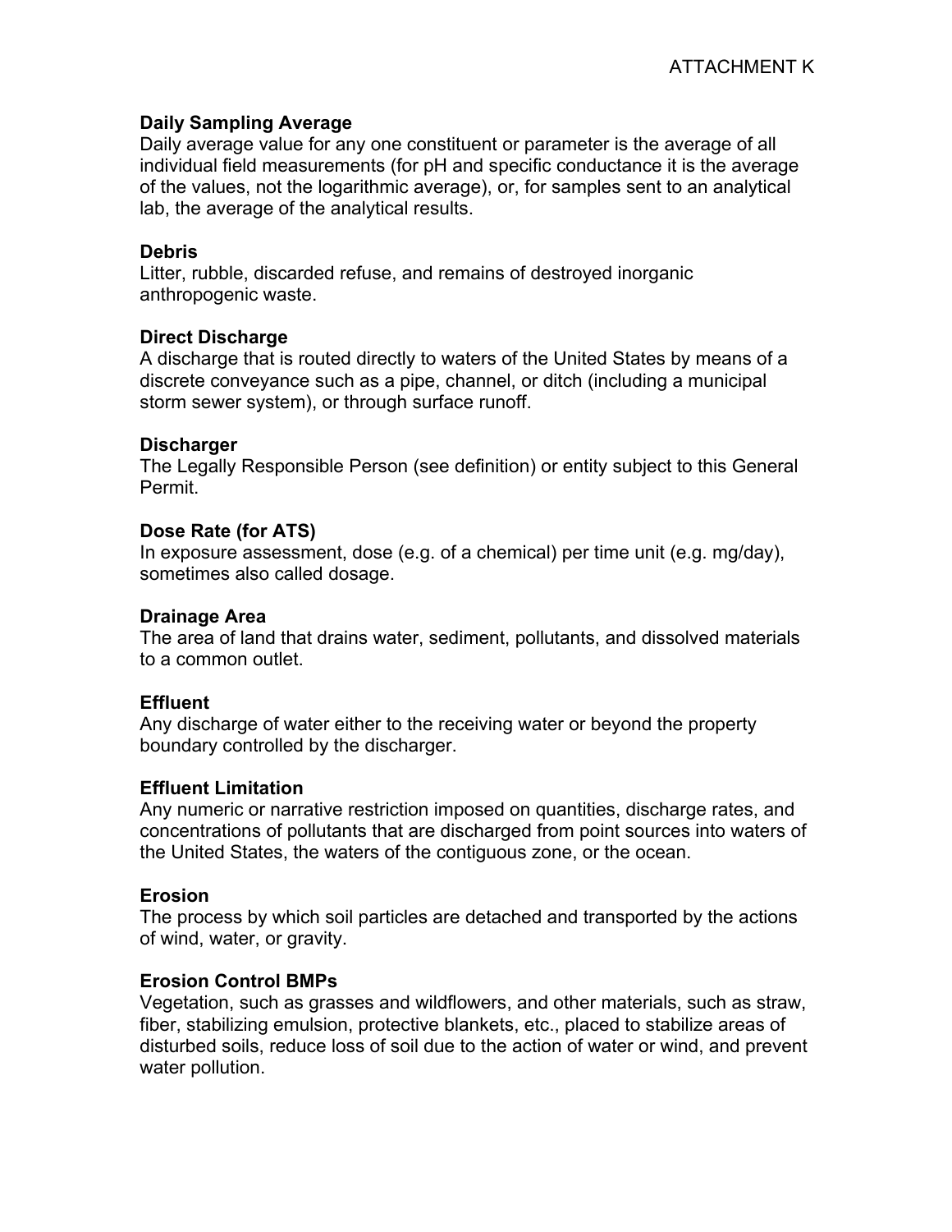**Daily Sampling Average**
Daily average value for any one constituent or parameter is the average of all individual field measurements (for pH and specific conductance it is the average of the values, not the logarithmic average), or, for samples sent to an analytical lab, the average of the analytical results.

**Debris**
Litter, rubble, discarded refuse, and remains of destroyed inorganic anthropogenic waste.

**Direct Discharge**
A discharge that is routed directly to waters of the United States by means of a discrete conveyance such as a pipe, channel, or ditch (including a municipal storm sewer system), or through surface runoff.

**Discharger**
The Legally Responsible Person (see definition) or entity subject to this General Permit.

**Dose Rate (for ATS)**
In exposure assessment, dose (e.g. of a chemical) per time unit (e.g. mg/day), sometimes also called dosage.

**Drainage Area**
The area of land that drains water, sediment, pollutants, and dissolved materials to a common outlet.

**Effluent**
Any discharge of water either to the receiving water or beyond the property boundary controlled by the discharger.

**Effluent Limitation**
Any numeric or narrative restriction imposed on quantities, discharge rates, and concentrations of pollutants that are discharged from point sources into waters of the United States, the waters of the contiguous zone, or the ocean.

**Erosion**
The process by which soil particles are detached and transported by the actions of wind, water, or gravity.

**Erosion Control BMPs**
Vegetation, such as grasses and wildflowers, and other materials, such as straw, fiber, stabilizing emulsion, protective blankets, etc., placed to stabilize areas of disturbed soils, reduce loss of soil due to the action of water or wind, and prevent water pollution.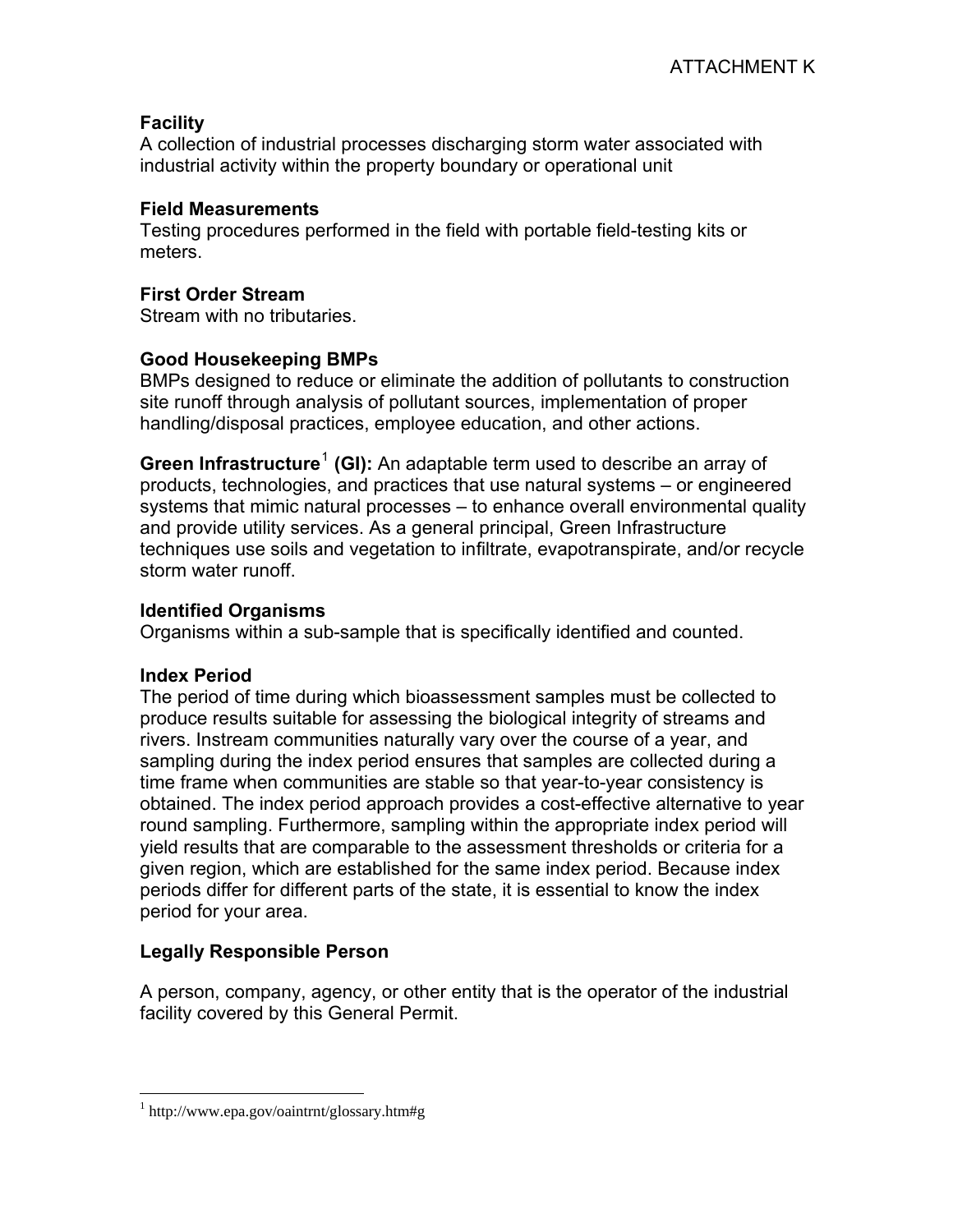**Facility**
A collection of industrial processes discharging storm water associated with industrial activity within the property boundary or operational unit

**Field Measurements**
Testing procedures performed in the field with portable field-testing kits or meters.

**First Order Stream**
Stream with no tributaries.

**Good Housekeeping BMPs**
BMPs designed to reduce or eliminate the addition of pollutants to construction site runoff through analysis of pollutant sources, implementation of proper handling/disposal practices, employee education, and other actions.

**Green Infrastructure**[1] **(GI):** An adaptable term used to describe an array of products, technologies, and practices that use natural systems – or engineered systems that mimic natural processes – to enhance overall environmental quality and provide utility services. As a general principal, Green Infrastructure techniques use soils and vegetation to infiltrate, evapotranspirate, and/or recycle storm water runoff.

**Identified Organisms**
Organisms within a sub-sample that is specifically identified and counted.

**Index Period**
The period of time during which bioassessment samples must be collected to produce results suitable for assessing the biological integrity of streams and rivers. Instream communities naturally vary over the course of a year, and sampling during the index period ensures that samples are collected during a time frame when communities are stable so that year-to-year consistency is obtained. The index period approach provides a cost-effective alternative to year round sampling. Furthermore, sampling within the appropriate index period will yield results that are comparable to the assessment thresholds or criteria for a given region, which are established for the same index period. Because index periods differ for different parts of the state, it is essential to know the index period for your area.

**Legally Responsible Person**

A person, company, agency, or other entity that is the operator of the industrial facility covered by this General Permit.

---

[1] http://www.epa.gov/oaintrnt/glossary.htm#g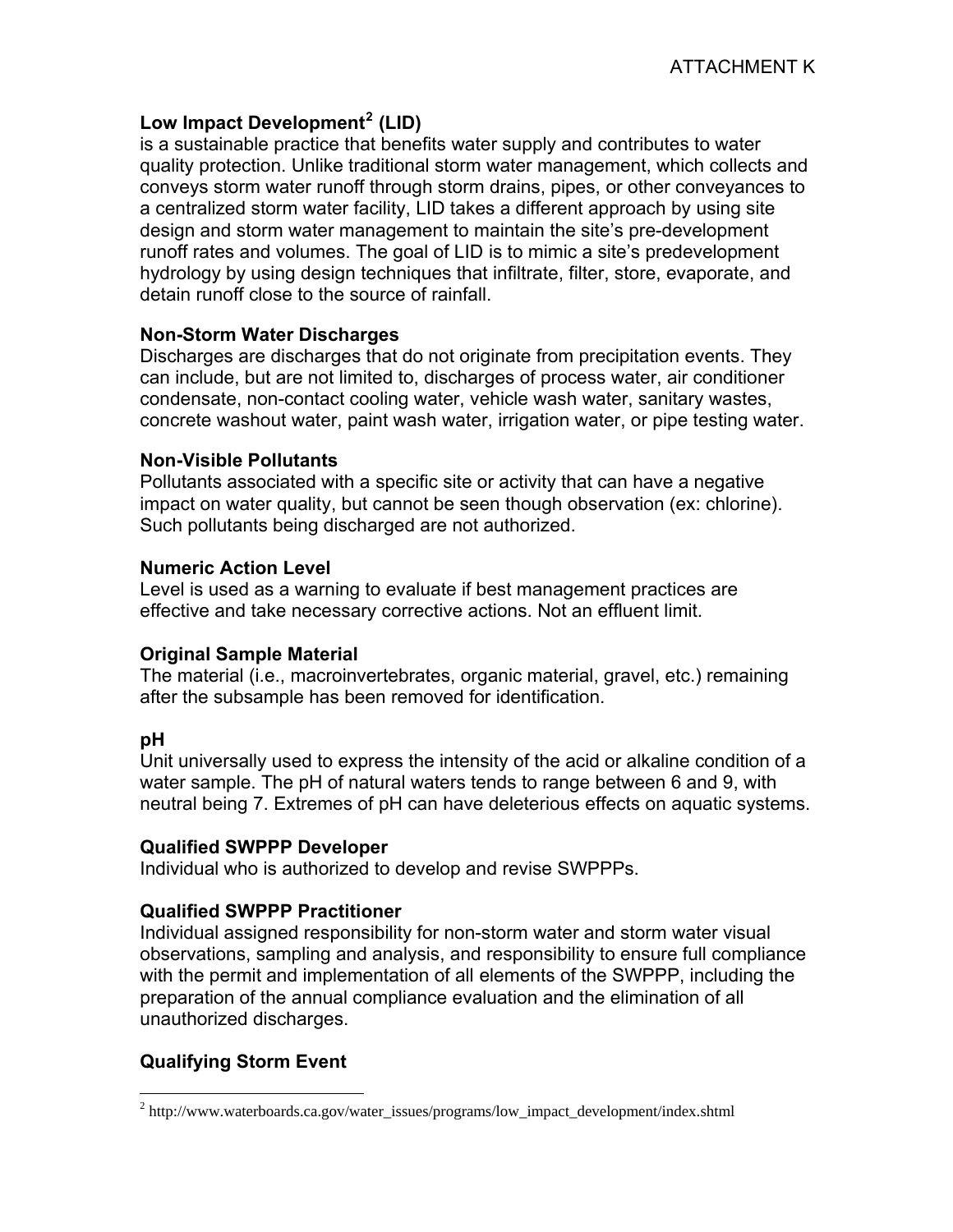**Low Impact Development[2] (LID)**
is a sustainable practice that benefits water supply and contributes to water quality protection. Unlike traditional storm water management, which collects and conveys storm water runoff through storm drains, pipes, or other conveyances to a centralized storm water facility, LID takes a different approach by using site design and storm water management to maintain the site's pre-development runoff rates and volumes. The goal of LID is to mimic a site's predevelopment hydrology by using design techniques that infiltrate, filter, store, evaporate, and detain runoff close to the source of rainfall.

**Non-Storm Water Discharges**
Discharges are discharges that do not originate from precipitation events. They can include, but are not limited to, discharges of process water, air conditioner condensate, non-contact cooling water, vehicle wash water, sanitary wastes, concrete washout water, paint wash water, irrigation water, or pipe testing water.

**Non-Visible Pollutants**
Pollutants associated with a specific site or activity that can have a negative impact on water quality, but cannot be seen though observation (ex: chlorine). Such pollutants being discharged are not authorized.

**Numeric Action Level**
Level is used as a warning to evaluate if best management practices are effective and take necessary corrective actions. Not an effluent limit.

**Original Sample Material**
The material (i.e., macroinvertebrates, organic material, gravel, etc.) remaining after the subsample has been removed for identification.

**pH**
Unit universally used to express the intensity of the acid or alkaline condition of a water sample. The pH of natural waters tends to range between 6 and 9, with neutral being 7. Extremes of pH can have deleterious effects on aquatic systems.

**Qualified SWPPP Developer**
Individual who is authorized to develop and revise SWPPPs.

**Qualified SWPPP Practitioner**
Individual assigned responsibility for non-storm water and storm water visual observations, sampling and analysis, and responsibility to ensure full compliance with the permit and implementation of all elements of the SWPPP, including the preparation of the annual compliance evaluation and the elimination of all unauthorized discharges.

**Qualifying Storm Event**

[2] http://www.waterboards.ca.gov/water_issues/programs/low_impact_development/index.shtml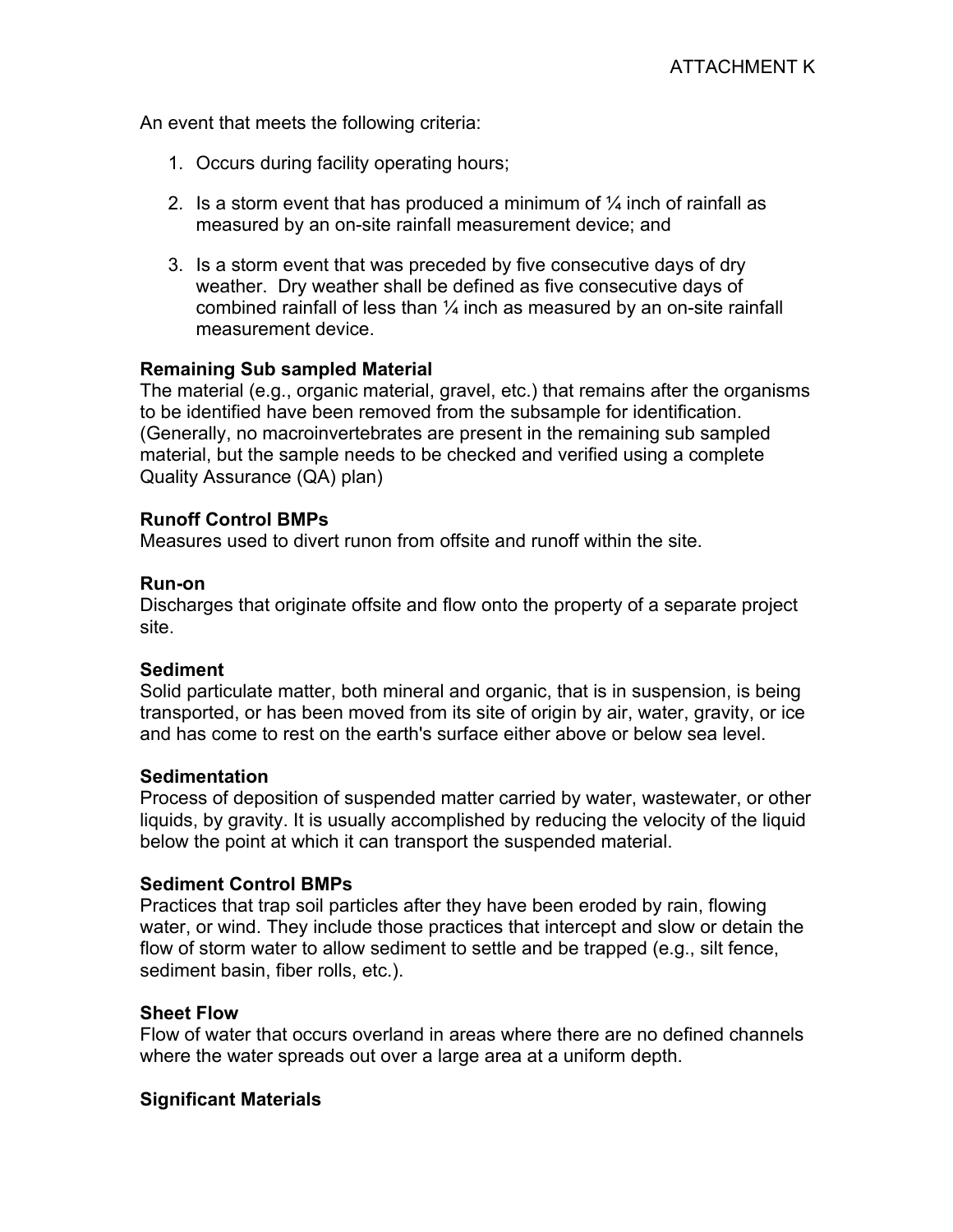An event that meets the following criteria:

1. Occurs during facility operating hours;

2. Is a storm event that has produced a minimum of ¼ inch of rainfall as measured by an on-site rainfall measurement device; and

3. Is a storm event that was preceded by five consecutive days of dry weather. Dry weather shall be defined as five consecutive days of combined rainfall of less than ¼ inch as measured by an on-site rainfall measurement device.

**Remaining Sub sampled Material**
The material (e.g., organic material, gravel, etc.) that remains after the organisms to be identified have been removed from the subsample for identification. (Generally, no macroinvertebrates are present in the remaining sub sampled material, but the sample needs to be checked and verified using a complete Quality Assurance (QA) plan)

**Runoff Control BMPs**
Measures used to divert runon from offsite and runoff within the site.

**Run-on**
Discharges that originate offsite and flow onto the property of a separate project site.

**Sediment**
Solid particulate matter, both mineral and organic, that is in suspension, is being transported, or has been moved from its site of origin by air, water, gravity, or ice and has come to rest on the earth's surface either above or below sea level.

**Sedimentation**
Process of deposition of suspended matter carried by water, wastewater, or other liquids, by gravity. It is usually accomplished by reducing the velocity of the liquid below the point at which it can transport the suspended material.

**Sediment Control BMPs**
Practices that trap soil particles after they have been eroded by rain, flowing water, or wind. They include those practices that intercept and slow or detain the flow of storm water to allow sediment to settle and be trapped (e.g., silt fence, sediment basin, fiber rolls, etc.).

**Sheet Flow**
Flow of water that occurs overland in areas where there are no defined channels where the water spreads out over a large area at a uniform depth.

**Significant Materials**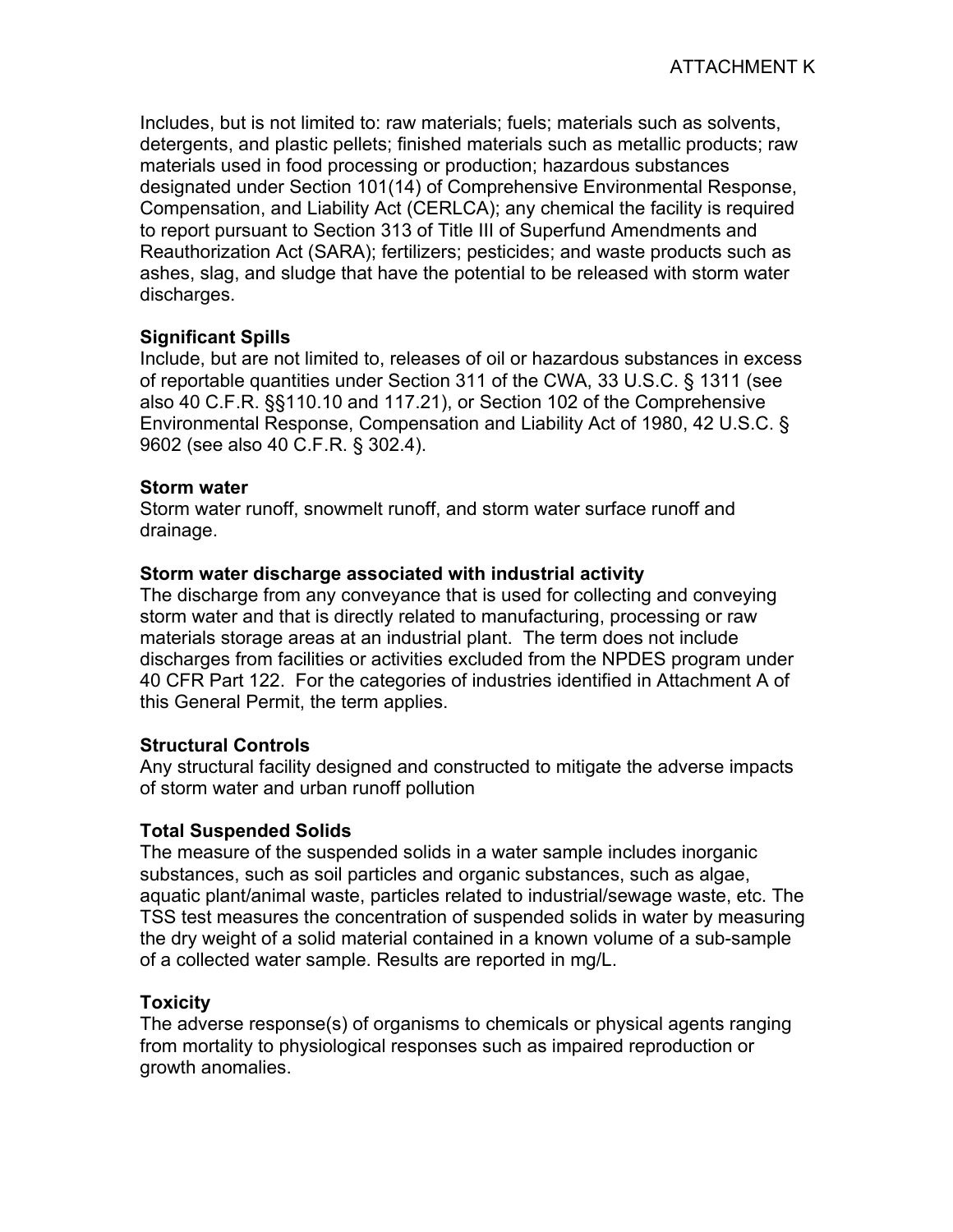Includes, but is not limited to: raw materials; fuels; materials such as solvents, detergents, and plastic pellets; finished materials such as metallic products; raw materials used in food processing or production; hazardous substances designated under Section 101(14) of Comprehensive Environmental Response, Compensation, and Liability Act (CERLCA); any chemical the facility is required to report pursuant to Section 313 of Title III of Superfund Amendments and Reauthorization Act (SARA); fertilizers; pesticides; and waste products such as ashes, slag, and sludge that have the potential to be released with storm water discharges.

**Significant Spills**
Include, but are not limited to, releases of oil or hazardous substances in excess of reportable quantities under Section 311 of the CWA, 33 U.S.C. § 1311 (see also 40 C.F.R. §§110.10 and 117.21), or Section 102 of the Comprehensive Environmental Response, Compensation and Liability Act of 1980, 42 U.S.C. § 9602 (see also 40 C.F.R. § 302.4).

**Storm water**
Storm water runoff, snowmelt runoff, and storm water surface runoff and drainage.

**Storm water discharge associated with industrial activity**
The discharge from any conveyance that is used for collecting and conveying storm water and that is directly related to manufacturing, processing or raw materials storage areas at an industrial plant. The term does not include discharges from facilities or activities excluded from the NPDES program under 40 CFR Part 122. For the categories of industries identified in Attachment A of this General Permit, the term applies.

**Structural Controls**
Any structural facility designed and constructed to mitigate the adverse impacts of storm water and urban runoff pollution

**Total Suspended Solids**
The measure of the suspended solids in a water sample includes inorganic substances, such as soil particles and organic substances, such as algae, aquatic plant/animal waste, particles related to industrial/sewage waste, etc. The TSS test measures the concentration of suspended solids in water by measuring the dry weight of a solid material contained in a known volume of a sub-sample of a collected water sample. Results are reported in mg/L.

**Toxicity**
The adverse response(s) of organisms to chemicals or physical agents ranging from mortality to physiological responses such as impaired reproduction or growth anomalies.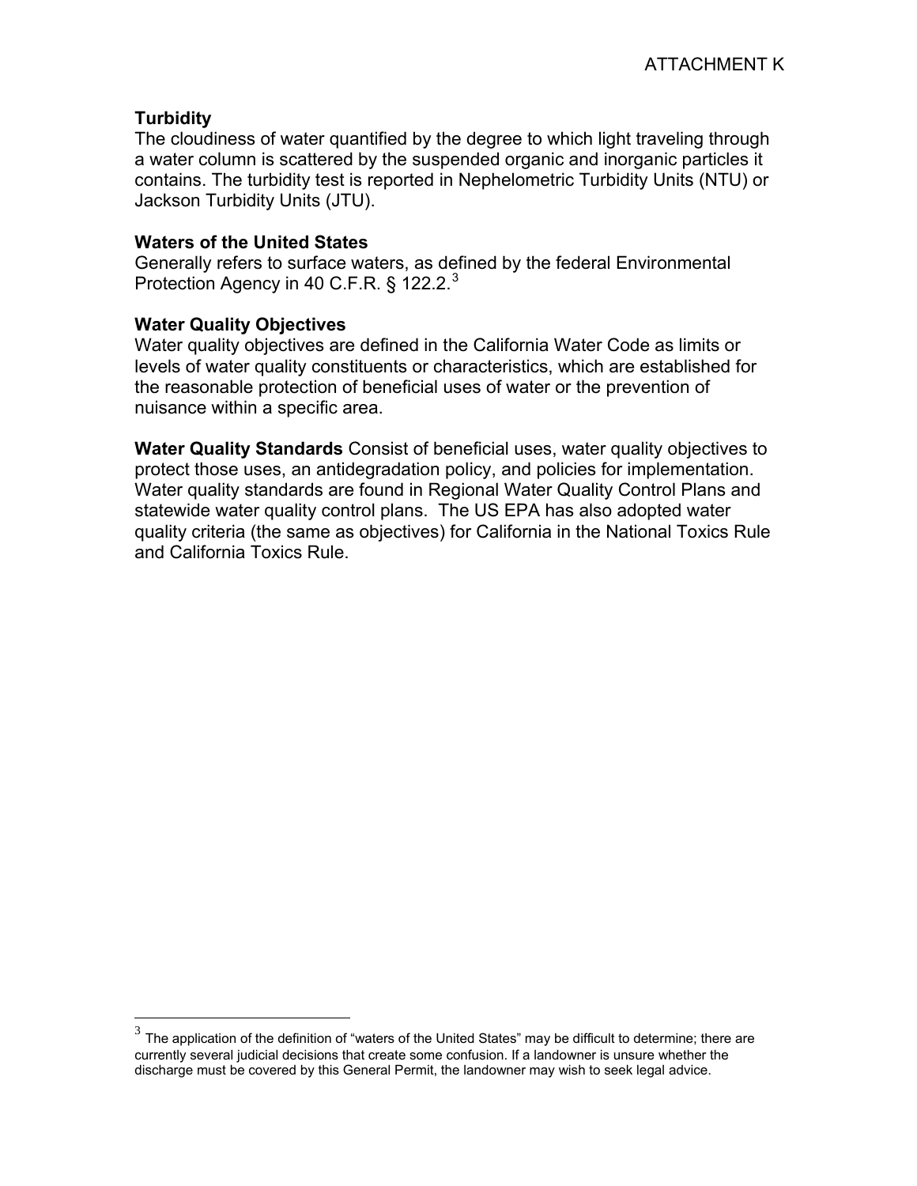**Turbidity**
The cloudiness of water quantified by the degree to which light traveling through a water column is scattered by the suspended organic and inorganic particles it contains. The turbidity test is reported in Nephelometric Turbidity Units (NTU) or Jackson Turbidity Units (JTU).

**Waters of the United States**
Generally refers to surface waters, as defined by the federal Environmental Protection Agency in 40 C.F.R. § 122.2.[3]

**Water Quality Objectives**
Water quality objectives are defined in the California Water Code as limits or levels of water quality constituents or characteristics, which are established for the reasonable protection of beneficial uses of water or the prevention of nuisance within a specific area.

**Water Quality Standards** Consist of beneficial uses, water quality objectives to protect those uses, an antidegradation policy, and policies for implementation. Water quality standards are found in Regional Water Quality Control Plans and statewide water quality control plans. The US EPA has also adopted water quality criteria (the same as objectives) for California in the National Toxics Rule and California Toxics Rule.

---

[3] The application of the definition of "waters of the United States" may be difficult to determine; there are currently several judicial decisions that create some confusion. If a landowner is unsure whether the discharge must be covered by this General Permit, the landowner may wish to seek legal advice.